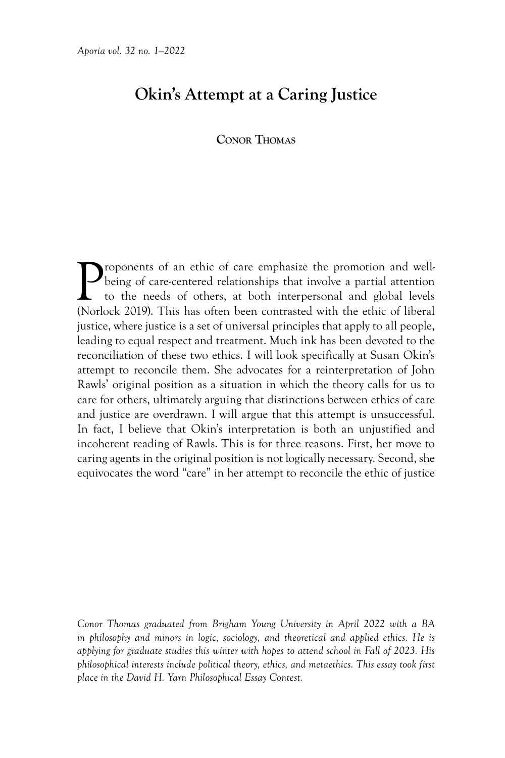# Okin's Attempt at a Caring Justice

**Conor Thomas**

Proponents of an ethic of care emphasize the promotion and well-being of care-centered relationships that involve a partial attention to the needs of others, at both interpersonal and global levels (Norlock 2019). This has often been contrasted with the ethic of liberal justice, where justice is a set of universal principles that apply to all people, leading to equal respect and treatment. Much ink has been devoted to the reconciliation of these two ethics. I will look specifically at Susan Okin's attempt to reconcile them. She advocates for a reinterpretation of John Rawls' original position as a situation in which the theory calls for us to care for others, ultimately arguing that distinctions between ethics of care and justice are overdrawn. I will argue that this attempt is unsuccessful. In fact, I believe that Okin's interpretation is both an unjustified and incoherent reading of Rawls. This is for three reasons. First, her move to caring agents in the original position is not logically necessary. Second, she equivocates the word "care" in her attempt to reconcile the ethic of justice

*Conor Thomas graduated from Brigham Young University in April 2022 with a BA in philosophy and minors in logic, sociology, and theoretical and applied ethics. He is applying for graduate studies this winter with hopes to attend school in Fall of 2023. His philosophical interests include political theory, ethics, and metaethics. This essay took first place in the David H. Yarn Philosophical Essay Contest.*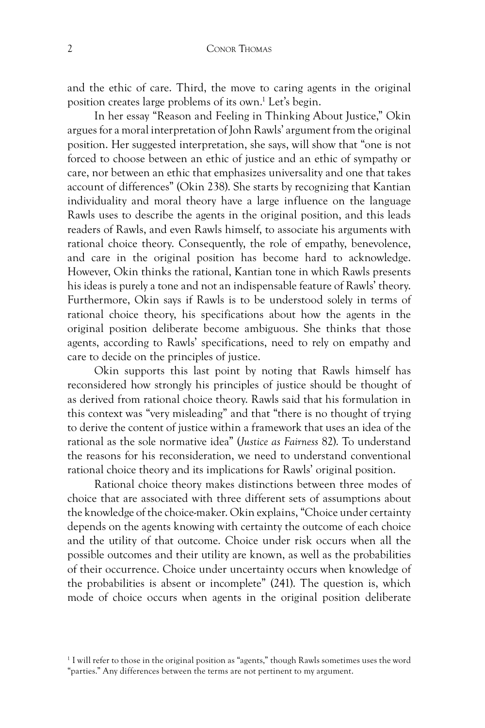and the ethic of care. Third, the move to caring agents in the original position creates large problems of its own.[1] Let's begin.

In her essay "Reason and Feeling in Thinking About Justice," Okin argues for a moral interpretation of John Rawls' argument from the original position. Her suggested interpretation, she says, will show that "one is not forced to choose between an ethic of justice and an ethic of sympathy or care, nor between an ethic that emphasizes universality and one that takes account of differences" (Okin 238). She starts by recognizing that Kantian individuality and moral theory have a large influence on the language Rawls uses to describe the agents in the original position, and this leads readers of Rawls, and even Rawls himself, to associate his arguments with rational choice theory. Consequently, the role of empathy, benevolence, and care in the original position has become hard to acknowledge. However, Okin thinks the rational, Kantian tone in which Rawls presents his ideas is purely a tone and not an indispensable feature of Rawls' theory. Furthermore, Okin says if Rawls is to be understood solely in terms of rational choice theory, his specifications about how the agents in the original position deliberate become ambiguous. She thinks that those agents, according to Rawls' specifications, need to rely on empathy and care to decide on the principles of justice.

Okin supports this last point by noting that Rawls himself has reconsidered how strongly his principles of justice should be thought of as derived from rational choice theory. Rawls said that his formulation in this context was "very misleading" and that "there is no thought of trying to derive the content of justice within a framework that uses an idea of the rational as the sole normative idea" (*Justice as Fairness* 82). To understand the reasons for his reconsideration, we need to understand conventional rational choice theory and its implications for Rawls' original position.

Rational choice theory makes distinctions between three modes of choice that are associated with three different sets of assumptions about the knowledge of the choice-maker. Okin explains, "Choice under certainty depends on the agents knowing with certainty the outcome of each choice and the utility of that outcome. Choice under risk occurs when all the possible outcomes and their utility are known, as well as the probabilities of their occurrence. Choice under uncertainty occurs when knowledge of the probabilities is absent or incomplete" (241). The question is, which mode of choice occurs when agents in the original position deliberate

[1] I will refer to those in the original position as "agents," though Rawls sometimes uses the word "parties." Any differences between the terms are not pertinent to my argument.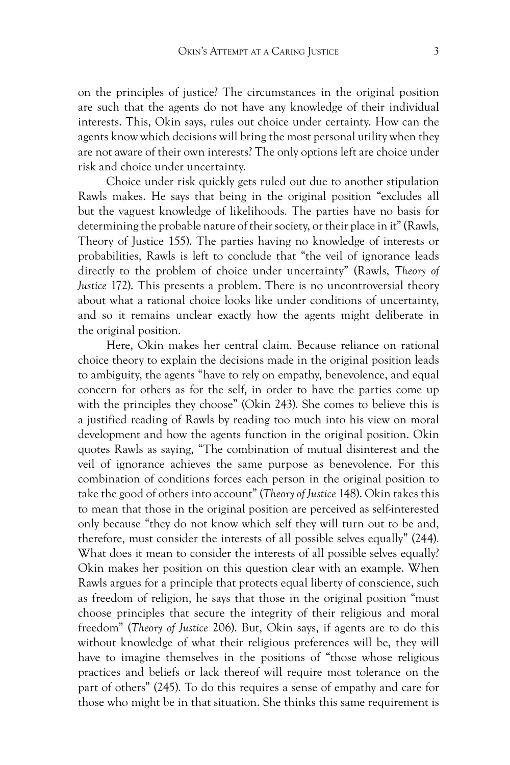on the principles of justice? The circumstances in the original position are such that the agents do not have any knowledge of their individual interests. This, Okin says, rules out choice under certainty. How can the agents know which decisions will bring the most personal utility when they are not aware of their own interests? The only options left are choice under risk and choice under uncertainty.

Choice under risk quickly gets ruled out due to another stipulation Rawls makes. He says that being in the original position "excludes all but the vaguest knowledge of likelihoods. The parties have no basis for determining the probable nature of their society, or their place in it" (Rawls, Theory of Justice 155). The parties having no knowledge of interests or probabilities, Rawls is left to conclude that "the veil of ignorance leads directly to the problem of choice under uncertainty" (Rawls, *Theory of Justice* 172). This presents a problem. There is no uncontroversial theory about what a rational choice looks like under conditions of uncertainty, and so it remains unclear exactly how the agents might deliberate in the original position.

Here, Okin makes her central claim. Because reliance on rational choice theory to explain the decisions made in the original position leads to ambiguity, the agents "have to rely on empathy, benevolence, and equal concern for others as for the self, in order to have the parties come up with the principles they choose" (Okin 243). She comes to believe this is a justified reading of Rawls by reading too much into his view on moral development and how the agents function in the original position. Okin quotes Rawls as saying, "The combination of mutual disinterest and the veil of ignorance achieves the same purpose as benevolence. For this combination of conditions forces each person in the original position to take the good of others into account" (*Theory of Justice* 148). Okin takes this to mean that those in the original position are perceived as self-interested only because "they do not know which self they will turn out to be and, therefore, must consider the interests of all possible selves equally" (244). What does it mean to consider the interests of all possible selves equally? Okin makes her position on this question clear with an example. When Rawls argues for a principle that protects equal liberty of conscience, such as freedom of religion, he says that those in the original position "must choose principles that secure the integrity of their religious and moral freedom" (*Theory of Justice* 206). But, Okin says, if agents are to do this without knowledge of what their religious preferences will be, they will have to imagine themselves in the positions of "those whose religious practices and beliefs or lack thereof will require most tolerance on the part of others" (245). To do this requires a sense of empathy and care for those who might be in that situation. She thinks this same requirement is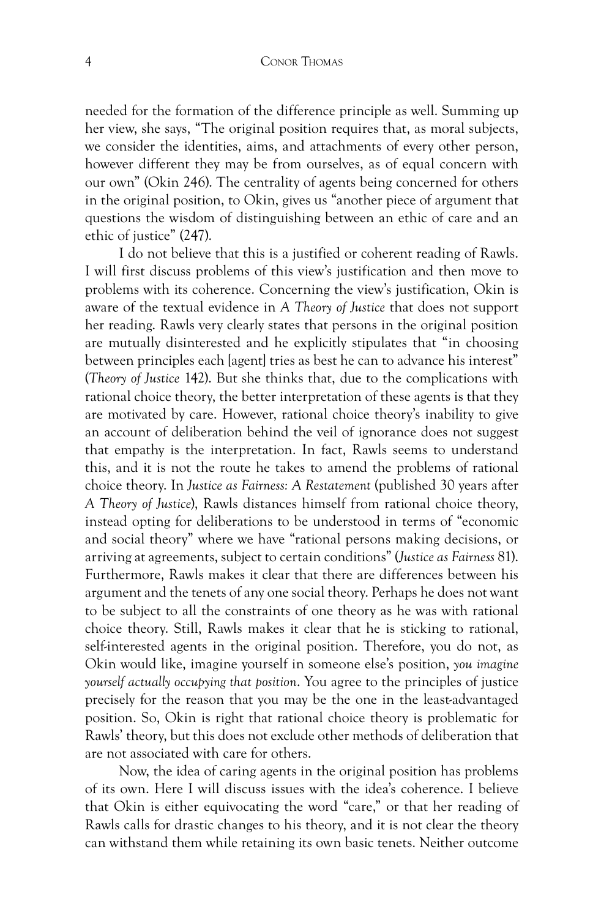needed for the formation of the difference principle as well. Summing up her view, she says, "The original position requires that, as moral subjects, we consider the identities, aims, and attachments of every other person, however different they may be from ourselves, as of equal concern with our own" (Okin 246). The centrality of agents being concerned for others in the original position, to Okin, gives us "another piece of argument that questions the wisdom of distinguishing between an ethic of care and an ethic of justice" (247).

I do not believe that this is a justified or coherent reading of Rawls. I will first discuss problems of this view's justification and then move to problems with its coherence. Concerning the view's justification, Okin is aware of the textual evidence in *A Theory of Justice* that does not support her reading. Rawls very clearly states that persons in the original position are mutually disinterested and he explicitly stipulates that "in choosing between principles each [agent] tries as best he can to advance his interest" (*Theory of Justice* 142). But she thinks that, due to the complications with rational choice theory, the better interpretation of these agents is that they are motivated by care. However, rational choice theory's inability to give an account of deliberation behind the veil of ignorance does not suggest that empathy is the interpretation. In fact, Rawls seems to understand this, and it is not the route he takes to amend the problems of rational choice theory. In *Justice as Fairness: A Restatement* (published 30 years after *A Theory of Justice*), Rawls distances himself from rational choice theory, instead opting for deliberations to be understood in terms of "economic and social theory" where we have "rational persons making decisions, or arriving at agreements, subject to certain conditions" (*Justice as Fairness* 81). Furthermore, Rawls makes it clear that there are differences between his argument and the tenets of any one social theory. Perhaps he does not want to be subject to all the constraints of one theory as he was with rational choice theory. Still, Rawls makes it clear that he is sticking to rational, self-interested agents in the original position. Therefore, you do not, as Okin would like, imagine yourself in someone else's position, *you imagine yourself actually occupying that position*. You agree to the principles of justice precisely for the reason that you may be the one in the least-advantaged position. So, Okin is right that rational choice theory is problematic for Rawls' theory, but this does not exclude other methods of deliberation that are not associated with care for others.

Now, the idea of caring agents in the original position has problems of its own. Here I will discuss issues with the idea's coherence. I believe that Okin is either equivocating the word "care," or that her reading of Rawls calls for drastic changes to his theory, and it is not clear the theory can withstand them while retaining its own basic tenets. Neither outcome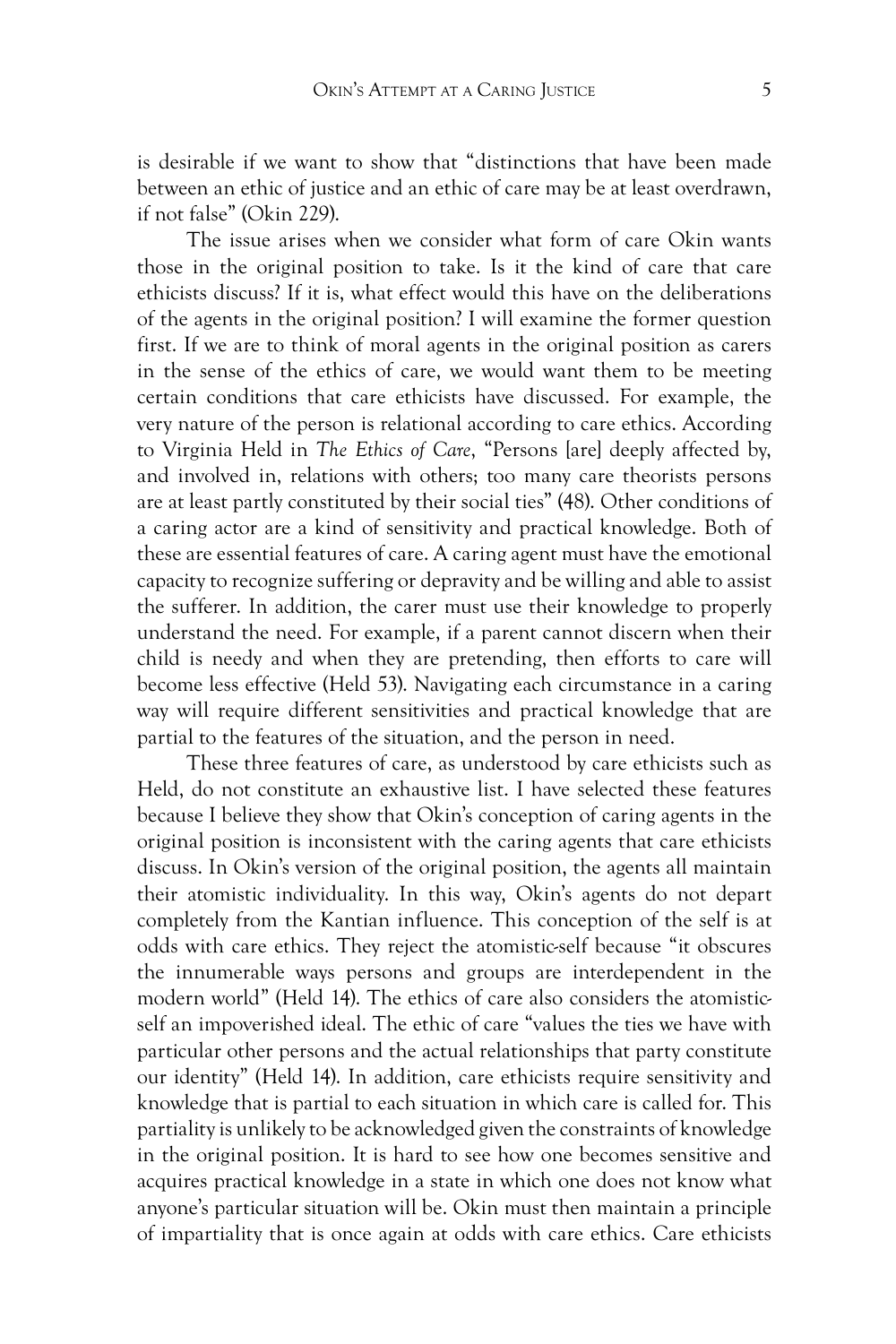is desirable if we want to show that "distinctions that have been made between an ethic of justice and an ethic of care may be at least overdrawn, if not false" (Okin 229).

The issue arises when we consider what form of care Okin wants those in the original position to take. Is it the kind of care that care ethicists discuss? If it is, what effect would this have on the deliberations of the agents in the original position? I will examine the former question first. If we are to think of moral agents in the original position as carers in the sense of the ethics of care, we would want them to be meeting certain conditions that care ethicists have discussed. For example, the very nature of the person is relational according to care ethics. According to Virginia Held in *The Ethics of Care*, "Persons [are] deeply affected by, and involved in, relations with others; too many care theorists persons are at least partly constituted by their social ties" (48). Other conditions of a caring actor are a kind of sensitivity and practical knowledge. Both of these are essential features of care. A caring agent must have the emotional capacity to recognize suffering or depravity and be willing and able to assist the sufferer. In addition, the carer must use their knowledge to properly understand the need. For example, if a parent cannot discern when their child is needy and when they are pretending, then efforts to care will become less effective (Held 53). Navigating each circumstance in a caring way will require different sensitivities and practical knowledge that are partial to the features of the situation, and the person in need.

These three features of care, as understood by care ethicists such as Held, do not constitute an exhaustive list. I have selected these features because I believe they show that Okin's conception of caring agents in the original position is inconsistent with the caring agents that care ethicists discuss. In Okin's version of the original position, the agents all maintain their atomistic individuality. In this way, Okin's agents do not depart completely from the Kantian influence. This conception of the self is at odds with care ethics. They reject the atomistic-self because "it obscures the innumerable ways persons and groups are interdependent in the modern world" (Held 14). The ethics of care also considers the atomistic-self an impoverished ideal. The ethic of care "values the ties we have with particular other persons and the actual relationships that party constitute our identity" (Held 14). In addition, care ethicists require sensitivity and knowledge that is partial to each situation in which care is called for. This partiality is unlikely to be acknowledged given the constraints of knowledge in the original position. It is hard to see how one becomes sensitive and acquires practical knowledge in a state in which one does not know what anyone's particular situation will be. Okin must then maintain a principle of impartiality that is once again at odds with care ethics. Care ethicists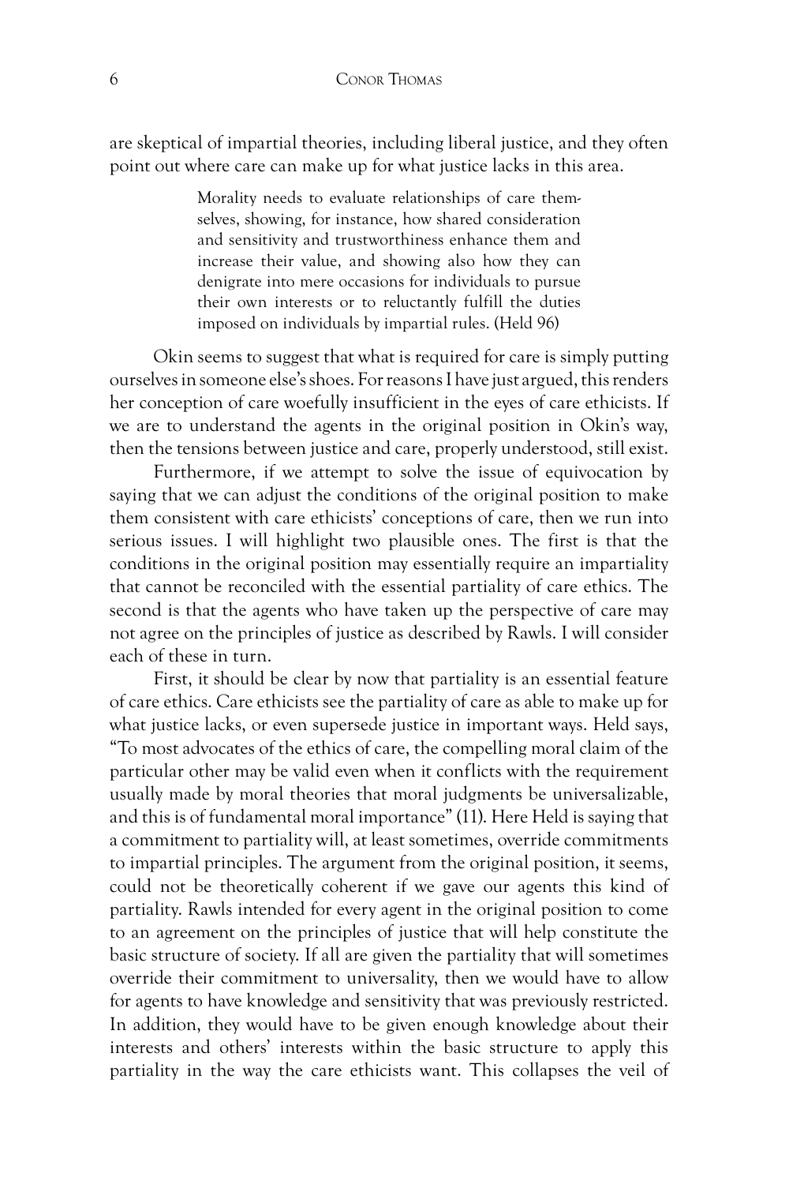are skeptical of impartial theories, including liberal justice, and they often point out where care can make up for what justice lacks in this area.

> Morality needs to evaluate relationships of care themselves, showing, for instance, how shared consideration and sensitivity and trustworthiness enhance them and increase their value, and showing also how they can denigrate into mere occasions for individuals to pursue their own interests or to reluctantly fulfill the duties imposed on individuals by impartial rules. (Held 96)

Okin seems to suggest that what is required for care is simply putting ourselves in someone else's shoes. For reasons I have just argued, this renders her conception of care woefully insufficient in the eyes of care ethicists. If we are to understand the agents in the original position in Okin's way, then the tensions between justice and care, properly understood, still exist.

Furthermore, if we attempt to solve the issue of equivocation by saying that we can adjust the conditions of the original position to make them consistent with care ethicists' conceptions of care, then we run into serious issues. I will highlight two plausible ones. The first is that the conditions in the original position may essentially require an impartiality that cannot be reconciled with the essential partiality of care ethics. The second is that the agents who have taken up the perspective of care may not agree on the principles of justice as described by Rawls. I will consider each of these in turn.

First, it should be clear by now that partiality is an essential feature of care ethics. Care ethicists see the partiality of care as able to make up for what justice lacks, or even supersede justice in important ways. Held says, "To most advocates of the ethics of care, the compelling moral claim of the particular other may be valid even when it conflicts with the requirement usually made by moral theories that moral judgments be universalizable, and this is of fundamental moral importance" (11). Here Held is saying that a commitment to partiality will, at least sometimes, override commitments to impartial principles. The argument from the original position, it seems, could not be theoretically coherent if we gave our agents this kind of partiality. Rawls intended for every agent in the original position to come to an agreement on the principles of justice that will help constitute the basic structure of society. If all are given the partiality that will sometimes override their commitment to universality, then we would have to allow for agents to have knowledge and sensitivity that was previously restricted. In addition, they would have to be given enough knowledge about their interests and others' interests within the basic structure to apply this partiality in the way the care ethicists want. This collapses the veil of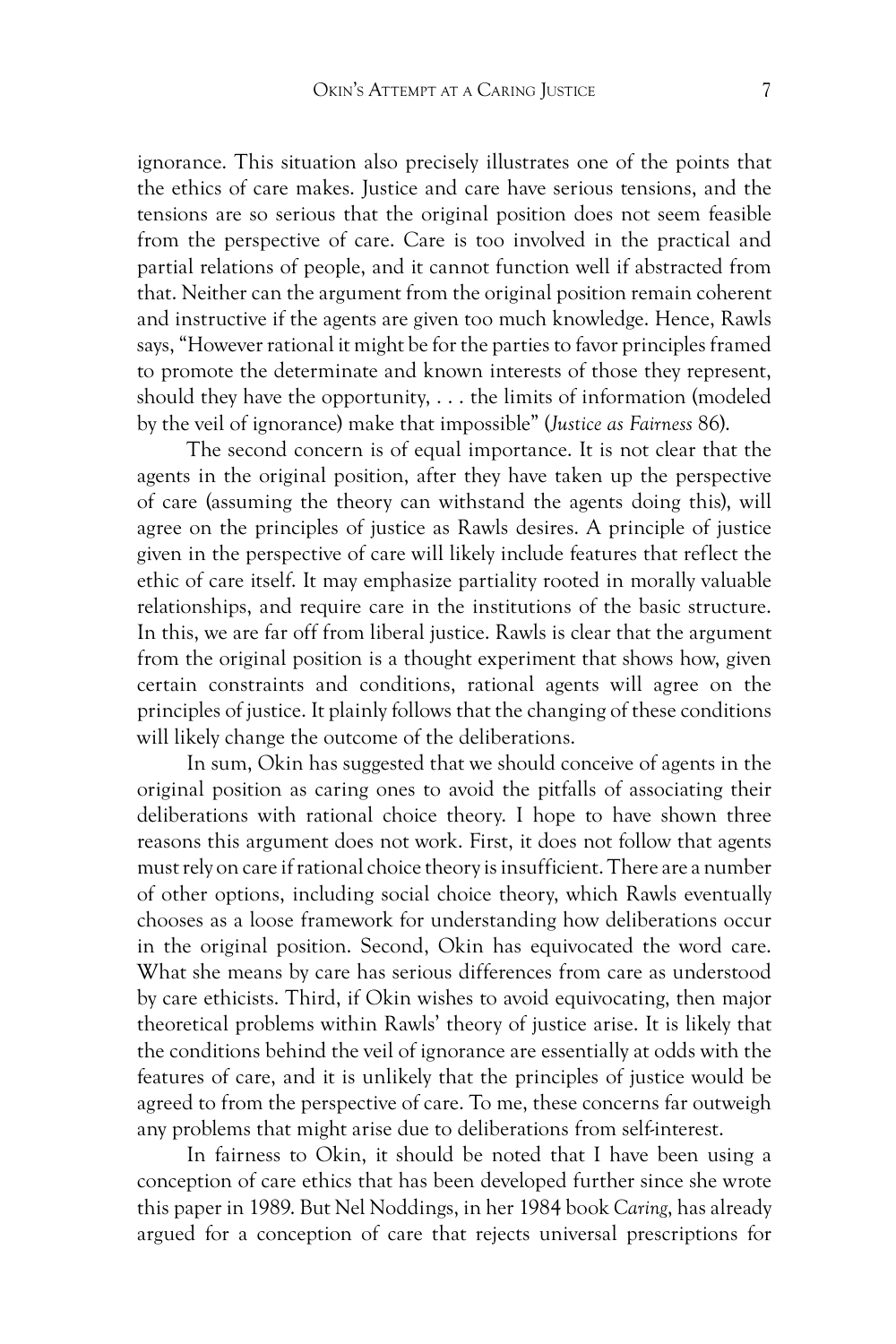ignorance. This situation also precisely illustrates one of the points that the ethics of care makes. Justice and care have serious tensions, and the tensions are so serious that the original position does not seem feasible from the perspective of care. Care is too involved in the practical and partial relations of people, and it cannot function well if abstracted from that. Neither can the argument from the original position remain coherent and instructive if the agents are given too much knowledge. Hence, Rawls says, "However rational it might be for the parties to favor principles framed to promote the determinate and known interests of those they represent, should they have the opportunity, . . . the limits of information (modeled by the veil of ignorance) make that impossible" (*Justice as Fairness* 86).

The second concern is of equal importance. It is not clear that the agents in the original position, after they have taken up the perspective of care (assuming the theory can withstand the agents doing this), will agree on the principles of justice as Rawls desires. A principle of justice given in the perspective of care will likely include features that reflect the ethic of care itself. It may emphasize partiality rooted in morally valuable relationships, and require care in the institutions of the basic structure. In this, we are far off from liberal justice. Rawls is clear that the argument from the original position is a thought experiment that shows how, given certain constraints and conditions, rational agents will agree on the principles of justice. It plainly follows that the changing of these conditions will likely change the outcome of the deliberations.

In sum, Okin has suggested that we should conceive of agents in the original position as caring ones to avoid the pitfalls of associating their deliberations with rational choice theory. I hope to have shown three reasons this argument does not work. First, it does not follow that agents must rely on care if rational choice theory is insufficient. There are a number of other options, including social choice theory, which Rawls eventually chooses as a loose framework for understanding how deliberations occur in the original position. Second, Okin has equivocated the word care. What she means by care has serious differences from care as understood by care ethicists. Third, if Okin wishes to avoid equivocating, then major theoretical problems within Rawls' theory of justice arise. It is likely that the conditions behind the veil of ignorance are essentially at odds with the features of care, and it is unlikely that the principles of justice would be agreed to from the perspective of care. To me, these concerns far outweigh any problems that might arise due to deliberations from self-interest.

In fairness to Okin, it should be noted that I have been using a conception of care ethics that has been developed further since she wrote this paper in 1989. But Nel Noddings, in her 1984 book *Caring*, has already argued for a conception of care that rejects universal prescriptions for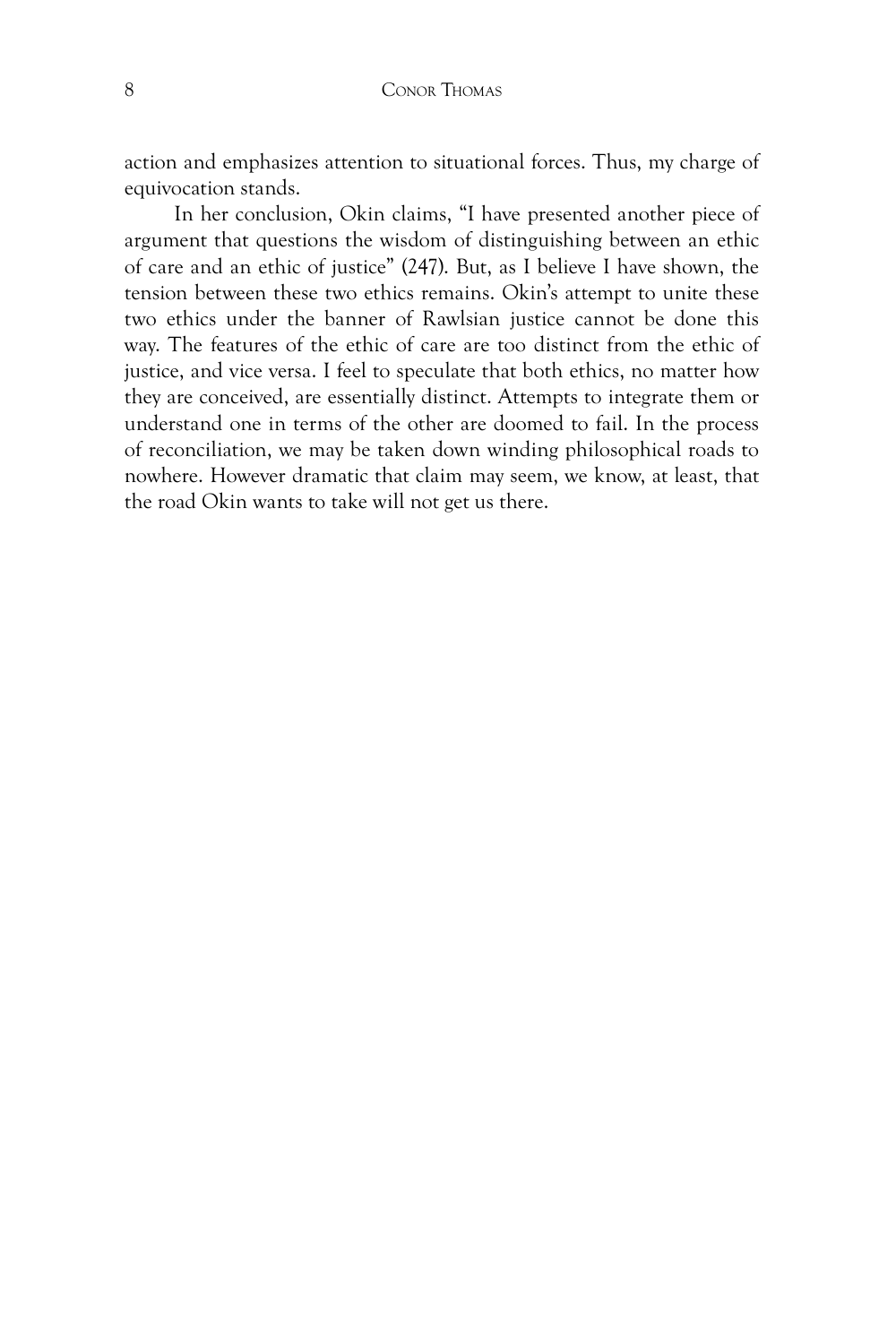action and emphasizes attention to situational forces. Thus, my charge of equivocation stands.

In her conclusion, Okin claims, “I have presented another piece of argument that questions the wisdom of distinguishing between an ethic of care and an ethic of justice” (247). But, as I believe I have shown, the tension between these two ethics remains. Okin’s attempt to unite these two ethics under the banner of Rawlsian justice cannot be done this way. The features of the ethic of care are too distinct from the ethic of justice, and vice versa. I feel to speculate that both ethics, no matter how they are conceived, are essentially distinct. Attempts to integrate them or understand one in terms of the other are doomed to fail. In the process of reconciliation, we may be taken down winding philosophical roads to nowhere. However dramatic that claim may seem, we know, at least, that the road Okin wants to take will not get us there.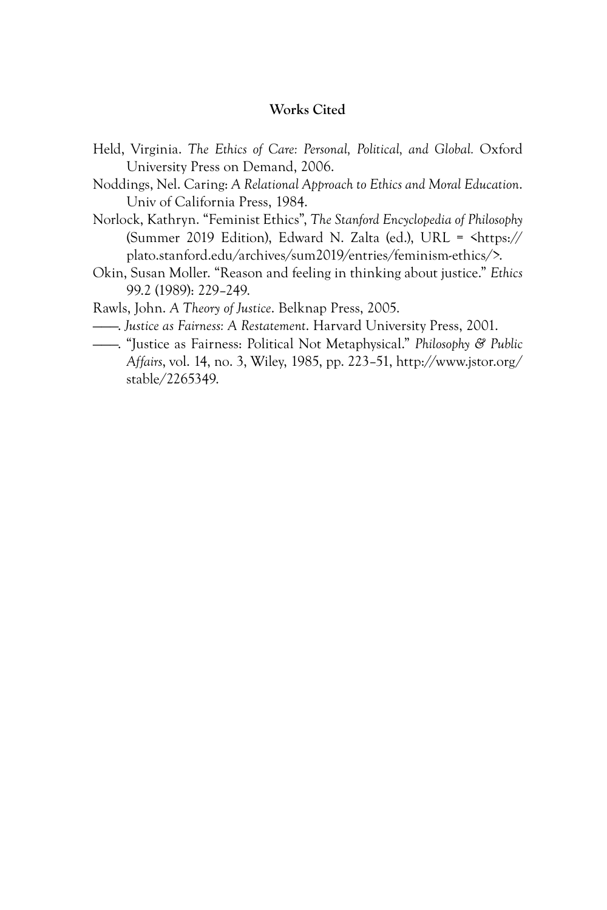**Works Cited**

Held, Virginia. *The Ethics of Care: Personal, Political, and Global.* Oxford University Press on Demand, 2006.

Noddings, Nel. Caring: *A Relational Approach to Ethics and Moral Education*. Univ of California Press, 1984.

Norlock, Kathryn. "Feminist Ethics", *The Stanford Encyclopedia of Philosophy* (Summer 2019 Edition), Edward N. Zalta (ed.), URL = <https://plato.stanford.edu/archives/sum2019/entries/feminism-ethics/>.

Okin, Susan Moller. "Reason and feeling in thinking about justice." *Ethics* 99.2 (1989): 229–249.

Rawls, John. *A Theory of Justice*. Belknap Press, 2005.

——. *Justice as Fairness: A Restatement*. Harvard University Press, 2001.

——. "Justice as Fairness: Political Not Metaphysical." *Philosophy & Public Affairs*, vol. 14, no. 3, Wiley, 1985, pp. 223–51, http://www.jstor.org/stable/2265349.